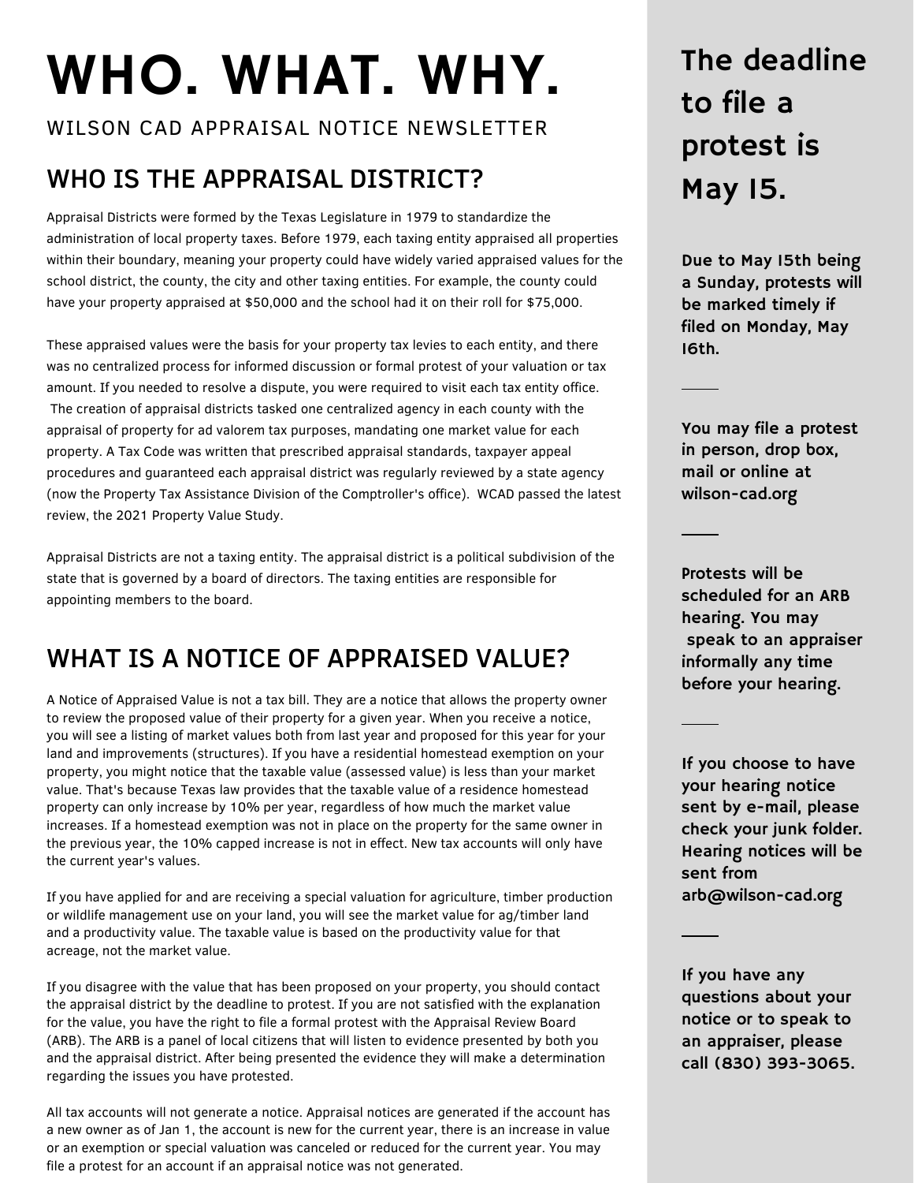# WHO. WHAT. WHY.

WILSON CAD APPRAISAL NOTICE NEWSLETTER

## WHO IS THE APPRAISAL DISTRICT?

Appraisal Districts were formed by the Texas Legislature in 1979 to standardize the administration of local property taxes. Before 1979, each taxing entity appraised all properties within their boundary, meaning your property could have widely varied appraised values for the school district, the county, the city and other taxing entities. For example, the county could have your property appraised at $50,000 and the school had it on their roll for $75,000.

These appraised values were the basis for your property tax levies to each entity, and there was no centralized process for informed discussion or formal protest of your valuation or tax amount. If you needed to resolve a dispute, you were required to visit each tax entity office. The creation of appraisal districts tasked one centralized agency in each county with the appraisal of property for ad valorem tax purposes, mandating one market value for each property. A Tax Code was written that prescribed appraisal standards, taxpayer appeal procedures and guaranteed each appraisal district was regularly reviewed by a state agency (now the Property Tax Assistance Division of the Comptroller's office). WCAD passed the latest review, the 2021 Property Value Study.

Appraisal Districts are not a taxing entity. The appraisal district is a political subdivision of the state that is governed by a board of directors. The taxing entities are responsible for appointing members to the board.

## WHAT IS A NOTICE OF APPRAISED VALUE?

A Notice of Appraised Value is not a tax bill. They are a notice that allows the property owner to review the proposed value of their property for a given year. When you receive a notice, you will see a listing of market values both from last year and proposed for this year for your land and improvements (structures). If you have a residential homestead exemption on your property, you might notice that the taxable value (assessed value) is less than your market value. That's because Texas law provides that the taxable value of a residence homestead property can only increase by 10% per year, regardless of how much the market value increases. If a homestead exemption was not in place on the property for the same owner in the previous year, the 10% capped increase is not in effect. New tax accounts will only have the current year's values.

If you have applied for and are receiving a special valuation for agriculture, timber production or wildlife management use on your land, you will see the market value for ag/timber land and a productivity value. The taxable value is based on the productivity value for that acreage, not the market value.

If you disagree with the value that has been proposed on your property, you should contact the appraisal district by the deadline to protest. If you are not satisfied with the explanation for the value, you have the right to file a formal protest with the Appraisal Review Board (ARB). The ARB is a panel of local citizens that will listen to evidence presented by both you and the appraisal district. After being presented the evidence they will make a determination regarding the issues you have protested.

All tax accounts will not generate a notice. Appraisal notices are generated if the account has a new owner as of Jan 1, the account is new for the current year, there is an increase in value or an exemption or special valuation was canceled or reduced for the current year. You may file a protest for an account if an appraisal notice was not generated.

## The deadline to file a protest is May 15.

**Due to May 15th being a Sunday, protests will be marked timely if filed on Monday, May 16th.**

---

**You may file a protest in person, drop box, mail or online at wilson-cad.org**

---

**Protests will be scheduled for an ARB hearing. You may speak to an appraiser informally any time before your hearing.**

---

**If you choose to have your hearing notice sent by e-mail, please check your junk folder. Hearing notices will be sent from arb@wilson-cad.org**

---

**If you have any questions about your notice or to speak to an appraiser, please call (830) 393-3065.**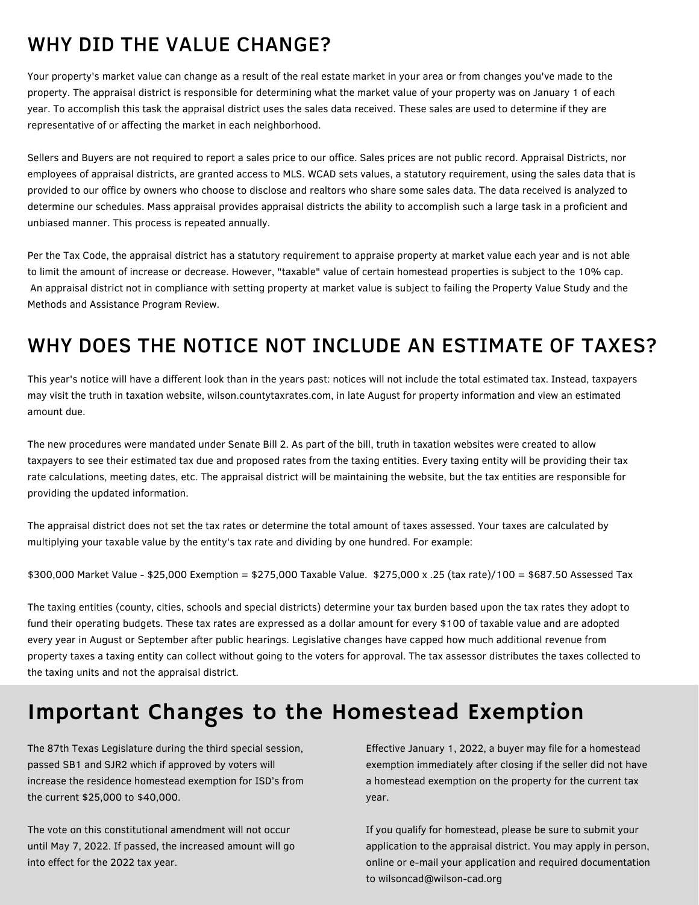## WHY DID THE VALUE CHANGE?

Your property's market value can change as a result of the real estate market in your area or from changes you've made to the property. The appraisal district is responsible for determining what the market value of your property was on January 1 of each year. To accomplish this task the appraisal district uses the sales data received. These sales are used to determine if they are representative of or affecting the market in each neighborhood.

Sellers and Buyers are not required to report a sales price to our office. Sales prices are not public record. Appraisal Districts, nor employees of appraisal districts, are granted access to MLS. WCAD sets values, a statutory requirement, using the sales data that is provided to our office by owners who choose to disclose and realtors who share some sales data. The data received is analyzed to determine our schedules. Mass appraisal provides appraisal districts the ability to accomplish such a large task in a proficient and unbiased manner. This process is repeated annually.

Per the Tax Code, the appraisal district has a statutory requirement to appraise property at market value each year and is not able to limit the amount of increase or decrease. However, "taxable" value of certain homestead properties is subject to the 10% cap. An appraisal district not in compliance with setting property at market value is subject to failing the Property Value Study and the Methods and Assistance Program Review.

## WHY DOES THE NOTICE NOT INCLUDE AN ESTIMATE OF TAXES?

This year's notice will have a different look than in the years past: notices will not include the total estimated tax. Instead, taxpayers may visit the truth in taxation website, wilson.countytaxrates.com, in late August for property information and view an estimated amount due.

The new procedures were mandated under Senate Bill 2. As part of the bill, truth in taxation websites were created to allow taxpayers to see their estimated tax due and proposed rates from the taxing entities. Every taxing entity will be providing their tax rate calculations, meeting dates, etc. The appraisal district will be maintaining the website, but the tax entities are responsible for providing the updated information.

The appraisal district does not set the tax rates or determine the total amount of taxes assessed. Your taxes are calculated by multiplying your taxable value by the entity's tax rate and dividing by one hundred. For example:

$300,000 Market Value - $25,000 Exemption = $275,000 Taxable Value. $275,000 x .25 (tax rate)/100 = $687.50 Assessed Tax

The taxing entities (county, cities, schools and special districts) determine your tax burden based upon the tax rates they adopt to fund their operating budgets. These tax rates are expressed as a dollar amount for every $100 of taxable value and are adopted every year in August or September after public hearings. Legislative changes have capped how much additional revenue from property taxes a taxing entity can collect without going to the voters for approval. The tax assessor distributes the taxes collected to the taxing units and not the appraisal district.

# Important Changes to the Homestead Exemption

The 87th Texas Legislature during the third special session, passed SB1 and SJR2 which if approved by voters will increase the residence homestead exemption for ISD's from the current $25,000 to $40,000.

The vote on this constitutional amendment will not occur until May 7, 2022. If passed, the increased amount will go into effect for the 2022 tax year.

Effective January 1, 2022, a buyer may file for a homestead exemption immediately after closing if the seller did not have a homestead exemption on the property for the current tax year.

If you qualify for homestead, please be sure to submit your application to the appraisal district. You may apply in person, online or e-mail your application and required documentation to wilsoncad@wilson-cad.org